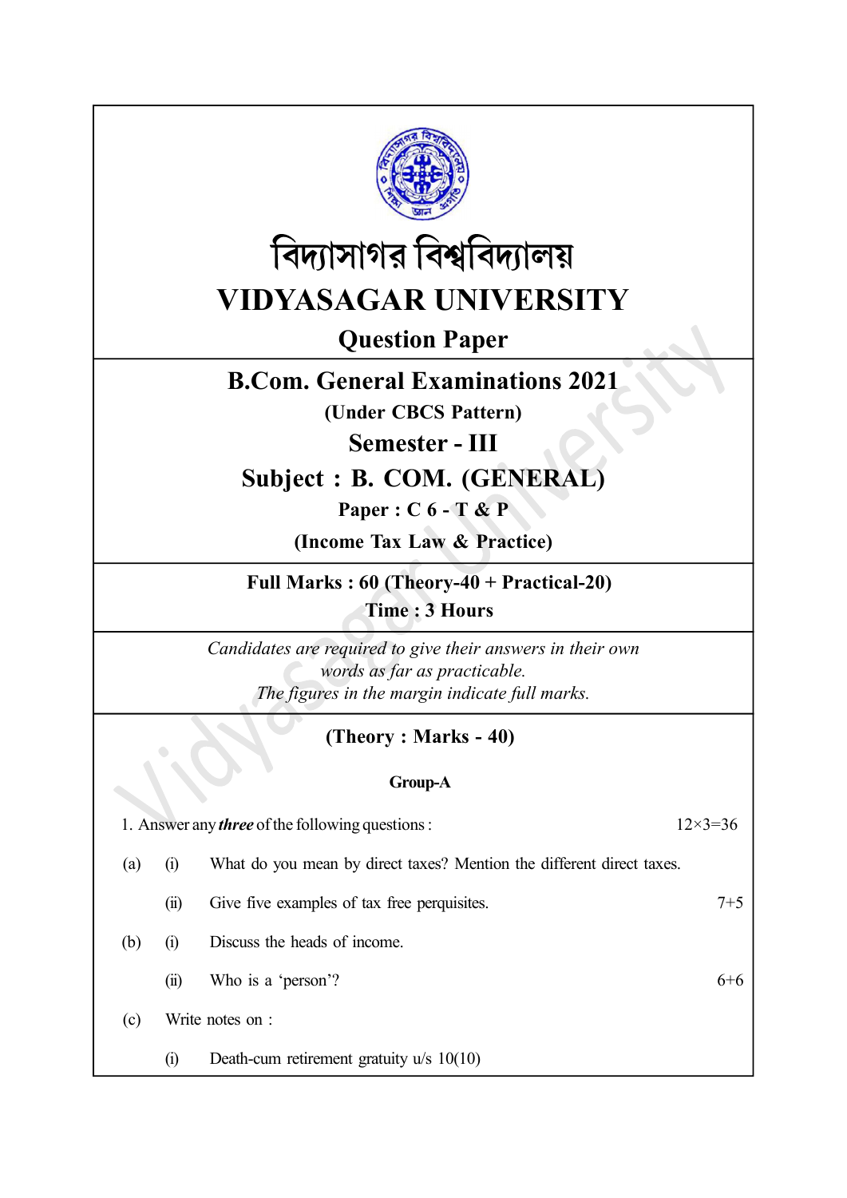# বিদ্যাসাগর বিশ্ববিদ্যালয়

# VIDYASAGAR UNIVERSITY

## Question Paper

## B.Com. General Examinations 2021

**(Under CBCS Pattern)**

## Semester - III

## Subject : B. COM. (GENERAL)

**Paper : C 6 - T & P**

**(Income Tax Law & Practice)**

**Full Marks : 60 (Theory-40 + Practical-20)**

**Time : 3 Hours**

*Candidates are required to give their answers in their own words as far as practicable.*

*The figures in the margin indicate full marks.*

### (Theory : Marks - 40)

#### Group-A

1. Answer any ***three*** of the following questions : 12×3=36

(a) (i) What do you mean by direct taxes? Mention the different direct taxes.

(ii) Give five examples of tax free perquisites. 7+5

(b) (i) Discuss the heads of income.

(ii) Who is a 'person'? 6+6

(c) Write notes on :

(i) Death-cum retirement gratuity u/s 10(10)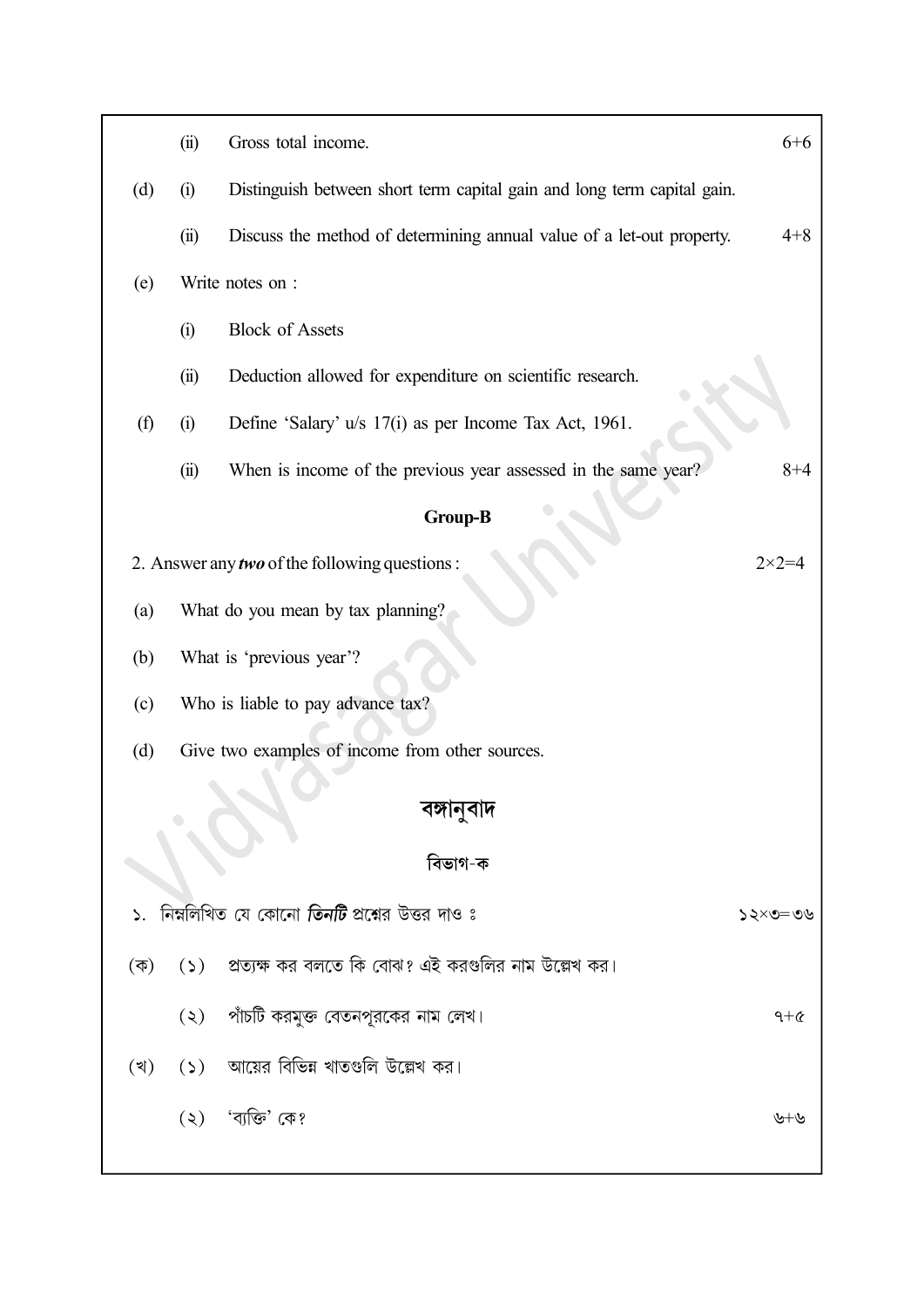(ii) Gross total income. 6+6

(d) (i) Distinguish between short term capital gain and long term capital gain.

(ii) Discuss the method of determining annual value of a let-out property. 4+8

(e) Write notes on :

(i) Block of Assets

(ii) Deduction allowed for expenditure on scientific research.

(f) (i) Define 'Salary' u/s 17(i) as per Income Tax Act, 1961.

(ii) When is income of the previous year assessed in the same year? 8+4

## Group-B

2. Answer any ***two*** of the following questions : 2×2=4

(a) What do you mean by tax planning?

(b) What is 'previous year'?

(c) Who is liable to pay advance tax?

(d) Give two examples of income from other sources.

## বঙ্গানুবাদ

### বিভাগ-ক

১. নিম্নলিখিত যে কোনো ***তিনটি*** প্রশ্নের উত্তর দাও ঃ ১২×৩=৩৬

(ক) (১) প্রত্যক্ষ কর বলতে কি বোঝ? এই করগুলির নাম উল্লেখ কর।

(২) পাঁচটি করমুক্ত বেতনপূরকের নাম লেখ। ৭+৫

(খ) (১) আয়ের বিভিন্ন খাতগুলি উল্লেখ কর।

(২) 'ব্যক্তি' কে? ৬+৬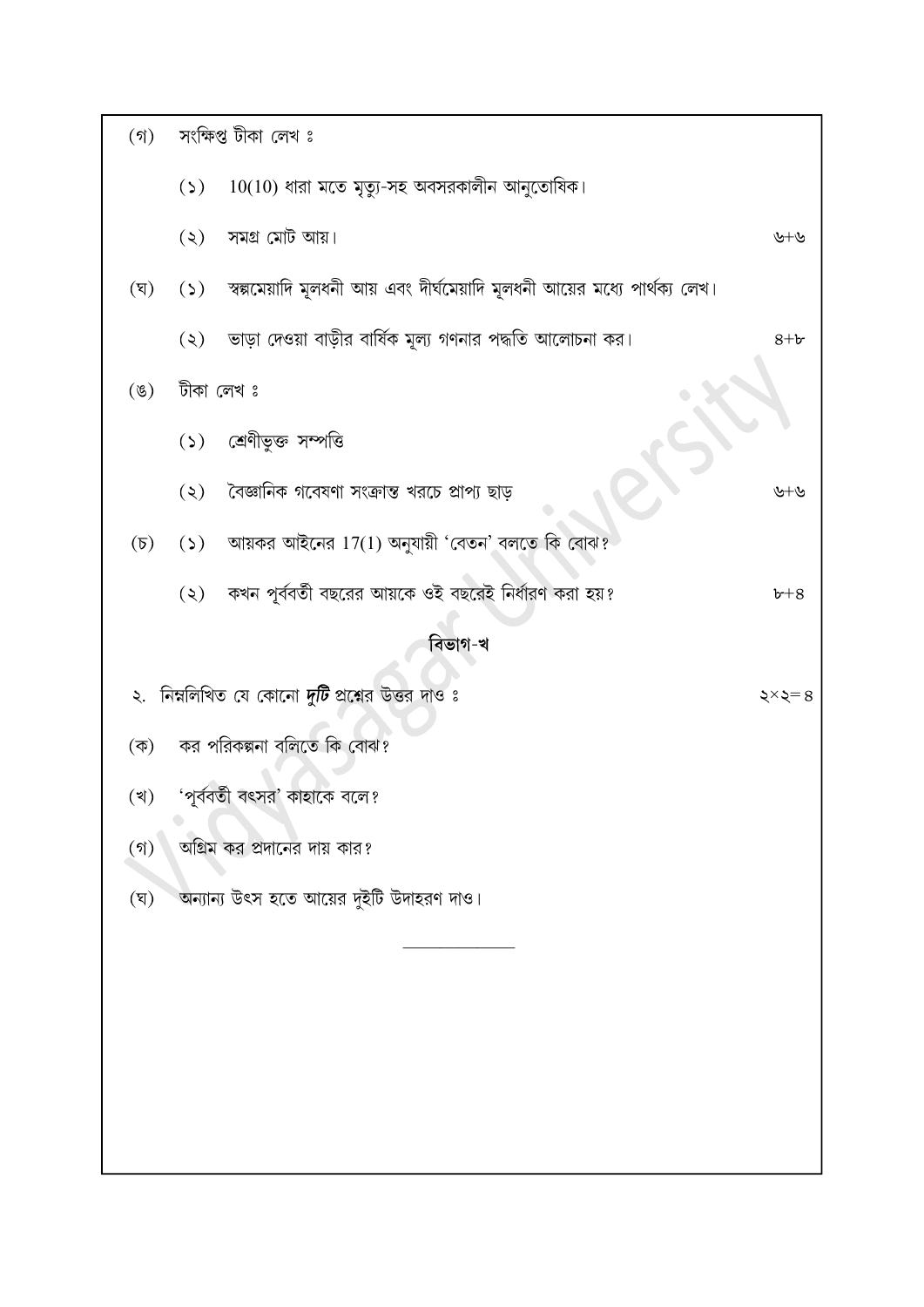(গ) সংক্ষিপ্ত টীকা লেখ ঃ

(১) 10(10) ধারা মতে মৃত্যু-সহ অবসরকালীন আনুতোষিক।

(২) সমগ্র মোট আয়। ৬+৬

(ঘ) (১) স্বল্পমেয়াদি মূলধনী আয় এবং দীর্ঘমেয়াদি মূলধনী আয়ের মধ্যে পার্থক্য লেখ।

(২) ভাড়া দেওয়া বাড়ীর বার্ষিক মূল্য গণনার পদ্ধতি আলোচনা কর। ৪+৮

(ঙ) টীকা লেখ ঃ

(১) শ্রেণীভুক্ত সম্পত্তি

(২) বৈজ্ঞানিক গবেষণা সংক্রান্ত খরচে প্রাপ্য ছাড় ৬+৬

(চ) (১) আয়কর আইনের 17(1) অনুযায়ী 'বেতন' বলতে কি বোঝ?

(২) কখন পূর্ববর্তী বছরের আয়কে ওই বছরেই নির্ধারণ করা হয়? ৮+৪

## বিভাগ-খ

২. নিম্নলিখিত যে কোনো ***দুটি*** প্রশ্নের উত্তর দাও ঃ ২×২=৪

(ক) কর পরিকল্পনা বলিতে কি বোঝ?

(খ) 'পূর্ববর্তী বৎসর' কাহাকে বলে?

(গ) অগ্রিম কর প্রদানের দায় কার?

(ঘ) অন্যান্য উৎস হতে আয়ের দুইটি উদাহরণ দাও।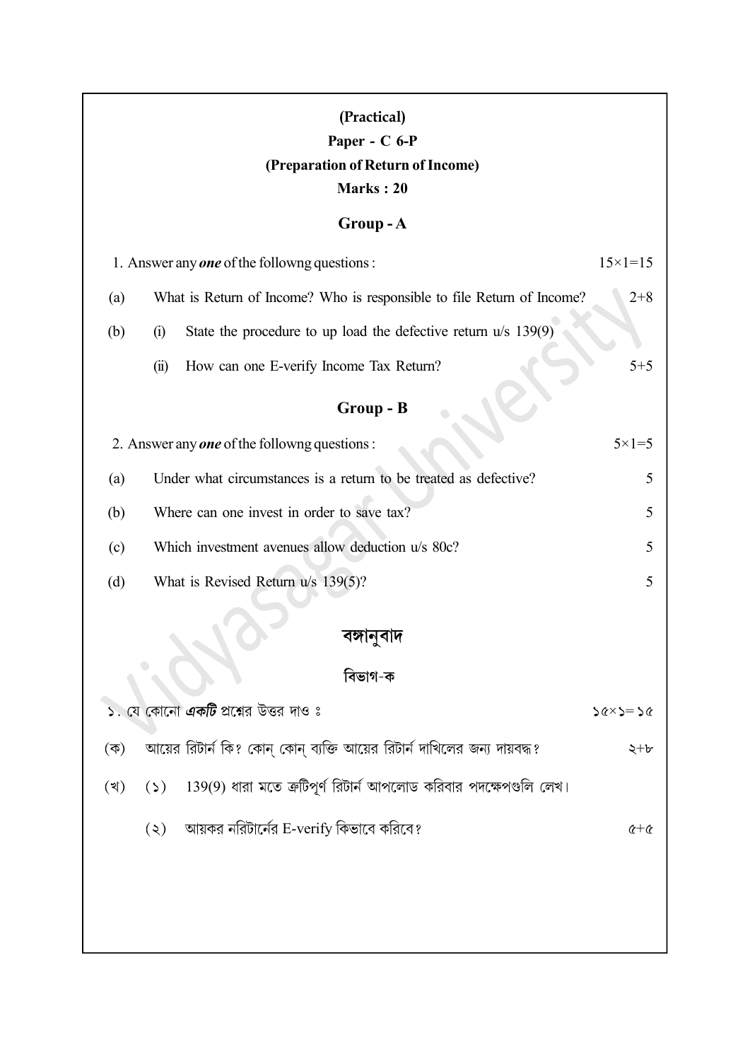**(Practical)**

**Paper - C 6-P**

**(Preparation of Return of Income)**

**Marks : 20**

## Group - A

1. Answer any ***one*** of the followng questions : $15\times1=15$

(a) What is Return of Income? Who is responsible to file Return of Income? 2+8

(b) (i) State the procedure to up load the defective return u/s 139(9)

(ii) How can one E-verify Income Tax Return? 5+5

## Group - B

2. Answer any ***one*** of the followng questions : $5\times1=5$

(a) Under what circumstances is a return to be treated as defective? 5

(b) Where can one invest in order to save tax? 5

(c) Which investment avenues allow deduction u/s 80c? 5

(d) What is Revised Return u/s 139(5)? 5

## বঙ্গানুবাদ

### বিভাগ-ক

১. যে কোনো ***একটি*** প্রশ্নের উত্তর দাও ঃ ১৫×১=১৫

(ক) আয়ের রিটার্ন কি? কোন্ কোন্ ব্যক্তি আয়ের রিটার্ন দাখিলের জন্য দায়বদ্ধ? ২+৮

(খ) (১) 139(9) ধারা মতে ত্রুটিপূর্ণ রিটার্ন আপলোড করিবার পদক্ষেপগুলি লেখ।

(২) আয়কর নরিটার্নের E-verify কিভাবে করিবে? ৫+৫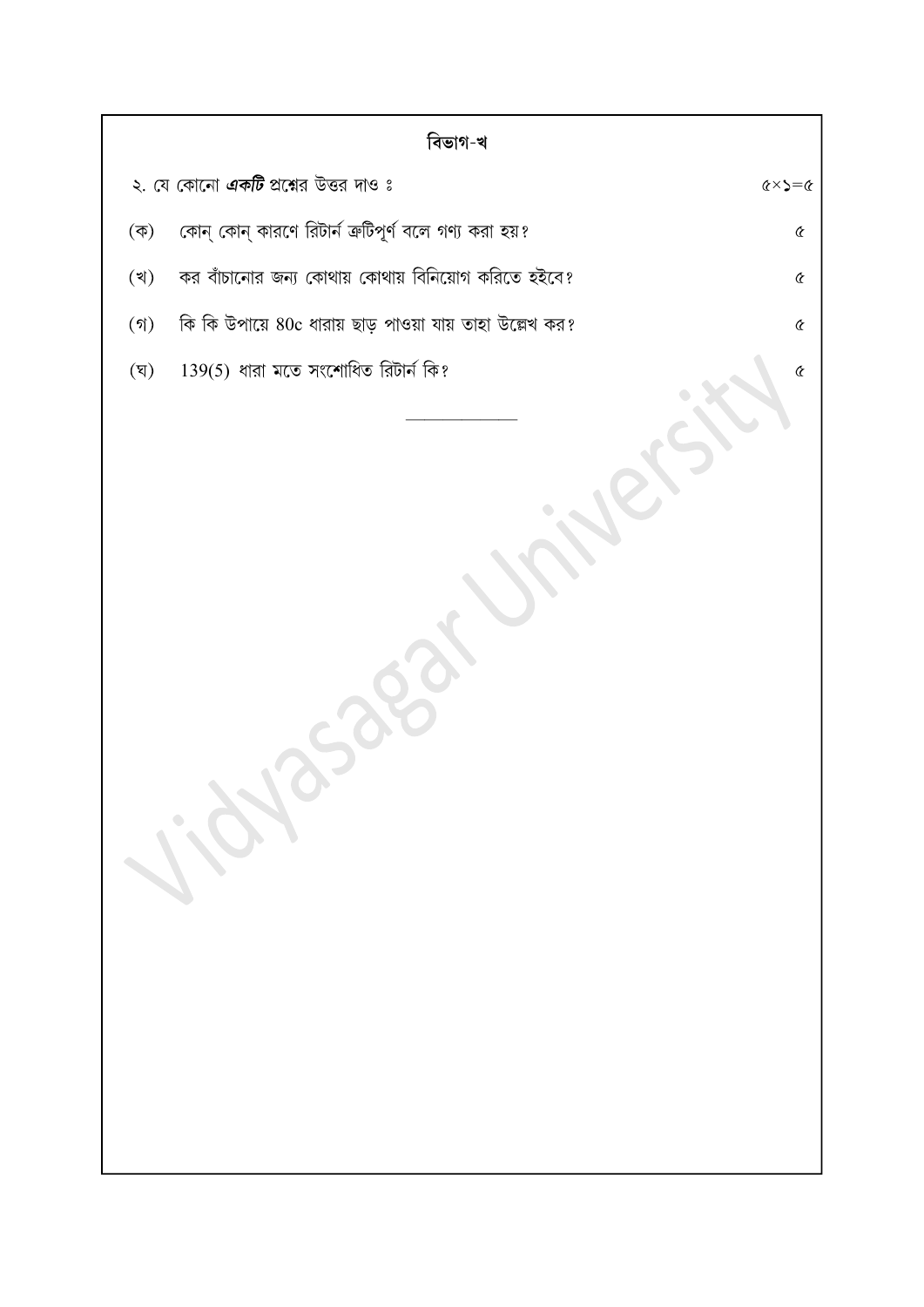## বিভাগ-খ

২. যে কোনো ***একটি*** প্রশ্নের উত্তর দাও ঃ ৫×১=৫

(ক) কোন্ কোন্ কারণে রিটার্ন ত্রুটিপূর্ণ বলে গণ্য করা হয়? ৫

(খ) কর বাঁচানোর জন্য কোথায় কোথায় বিনিয়োগ করিতে হইবে? ৫

(গ) কি কি উপায়ে 80c ধারায় ছাড় পাওয়া যায় তাহা উল্লেখ কর? ৫

(ঘ) 139(5) ধারা মতে সংশোধিত রিটার্ন কি? ৫

---